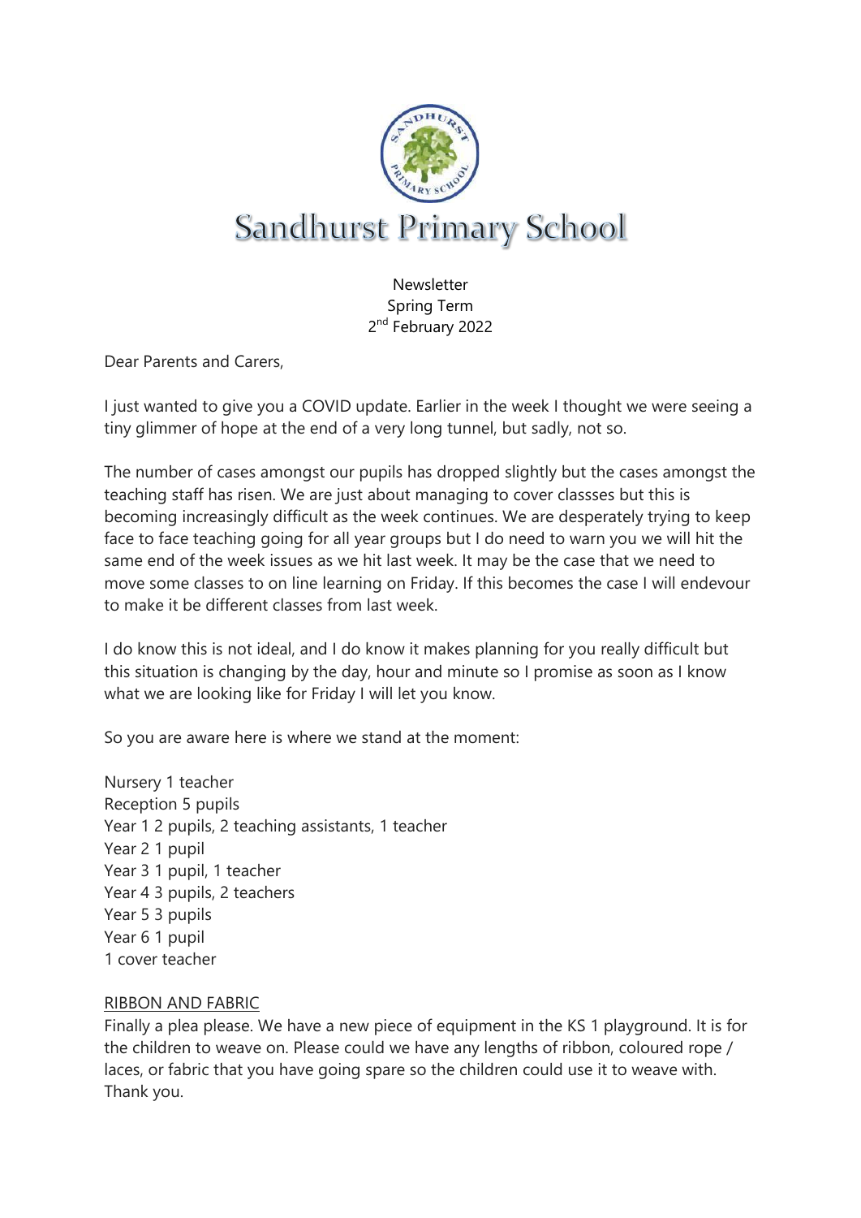# Sandhurst Primary School

Newsletter
Spring Term
2nd February 2022

Dear Parents and Carers,

I just wanted to give you a COVID update. Earlier in the week I thought we were seeing a tiny glimmer of hope at the end of a very long tunnel, but sadly, not so.

The number of cases amongst our pupils has dropped slightly but the cases amongst the teaching staff has risen. We are just about managing to cover classses but this is becoming increasingly difficult as the week continues. We are desperately trying to keep face to face teaching going for all year groups but I do need to warn you we will hit the same end of the week issues as we hit last week. It may be the case that we need to move some classes to on line learning on Friday. If this becomes the case I will endevour to make it be different classes from last week.

I do know this is not ideal, and I do know it makes planning for you really difficult but this situation is changing by the day, hour and minute so I promise as soon as I know what we are looking like for Friday I will let you know.

So you are aware here is where we stand at the moment:

Nursery 1 teacher
Reception 5 pupils
Year 1 2 pupils, 2 teaching assistants, 1 teacher
Year 2 1 pupil
Year 3 1 pupil, 1 teacher
Year 4 3 pupils, 2 teachers
Year 5 3 pupils
Year 6 1 pupil
1 cover teacher

<u>RIBBON AND FABRIC</u>
Finally a plea please. We have a new piece of equipment in the KS 1 playground. It is for the children to weave on. Please could we have any lengths of ribbon, coloured rope / laces, or fabric that you have going spare so the children could use it to weave with. Thank you.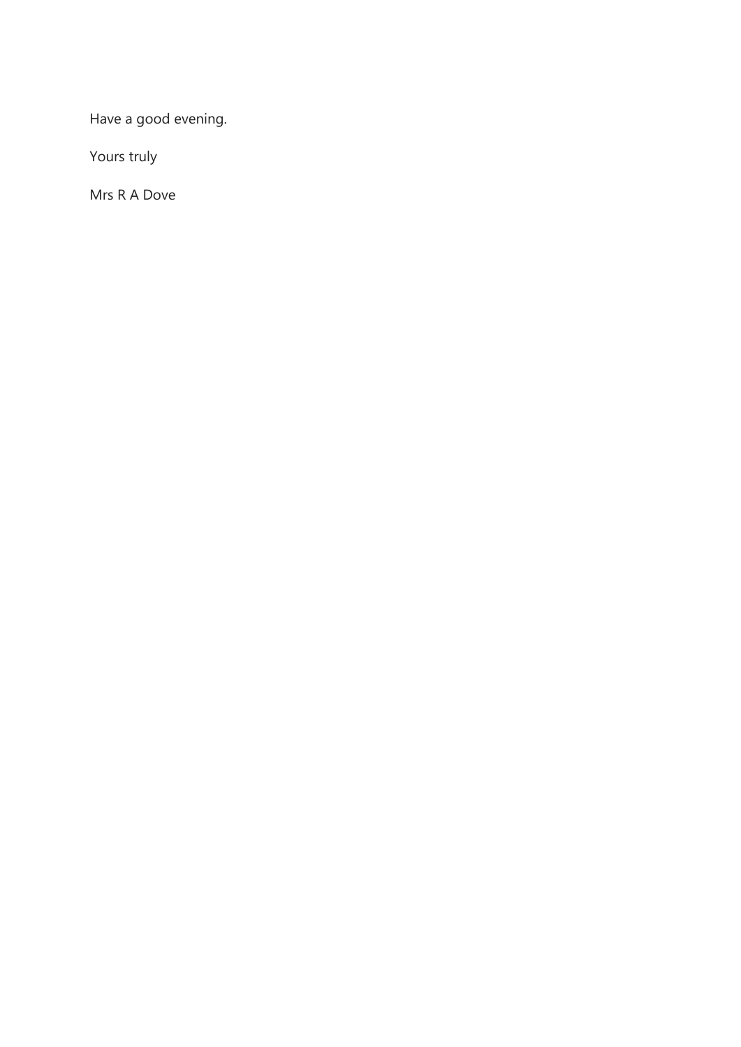Have a good evening.

Yours truly

Mrs R A Dove